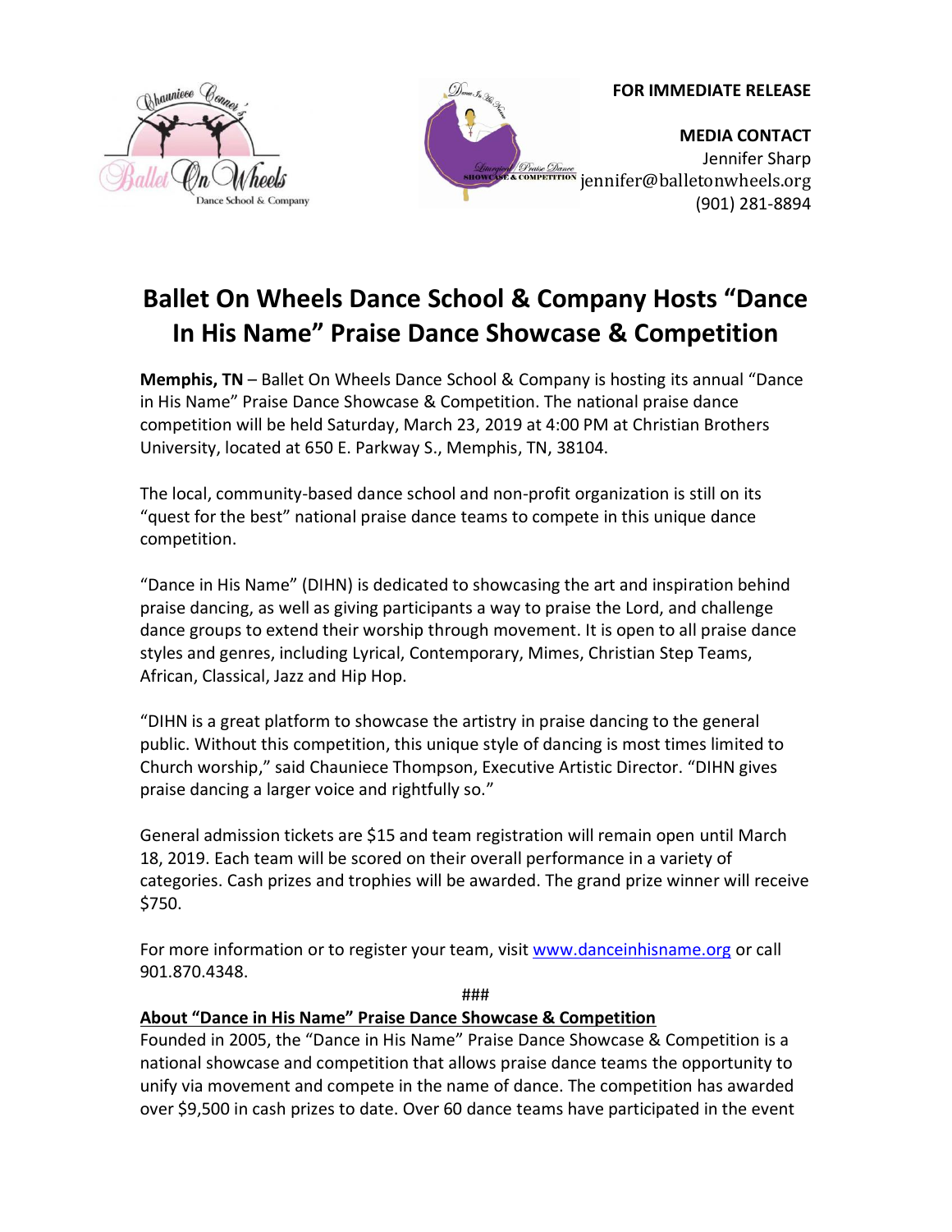**FOR IMMEDIATE RELEASE**

**MEDIA CONTACT**
Jennifer Sharp
jennifer@balletonwheels.org
(901) 281-8894

# Ballet On Wheels Dance School & Company Hosts "Dance In His Name" Praise Dance Showcase & Competition

**Memphis, TN** – Ballet On Wheels Dance School & Company is hosting its annual "Dance in His Name" Praise Dance Showcase & Competition. The national praise dance competition will be held Saturday, March 23, 2019 at 4:00 PM at Christian Brothers University, located at 650 E. Parkway S., Memphis, TN, 38104.

The local, community-based dance school and non-profit organization is still on its "quest for the best" national praise dance teams to compete in this unique dance competition.

"Dance in His Name" (DIHN) is dedicated to showcasing the art and inspiration behind praise dancing, as well as giving participants a way to praise the Lord, and challenge dance groups to extend their worship through movement. It is open to all praise dance styles and genres, including Lyrical, Contemporary, Mimes, Christian Step Teams, African, Classical, Jazz and Hip Hop.

"DIHN is a great platform to showcase the artistry in praise dancing to the general public. Without this competition, this unique style of dancing is most times limited to Church worship," said Chauniece Thompson, Executive Artistic Director. "DIHN gives praise dancing a larger voice and rightfully so."

General admission tickets are $15 and team registration will remain open until March 18, 2019. Each team will be scored on their overall performance in a variety of categories. Cash prizes and trophies will be awarded. The grand prize winner will receive $750.

For more information or to register your team, visit [www.danceinhisname.org](www.danceinhisname.org) or call 901.870.4348.

###

**About "Dance in His Name" Praise Dance Showcase & Competition**

Founded in 2005, the "Dance in His Name" Praise Dance Showcase & Competition is a national showcase and competition that allows praise dance teams the opportunity to unify via movement and compete in the name of dance. The competition has awarded over $9,500 in cash prizes to date. Over 60 dance teams have participated in the event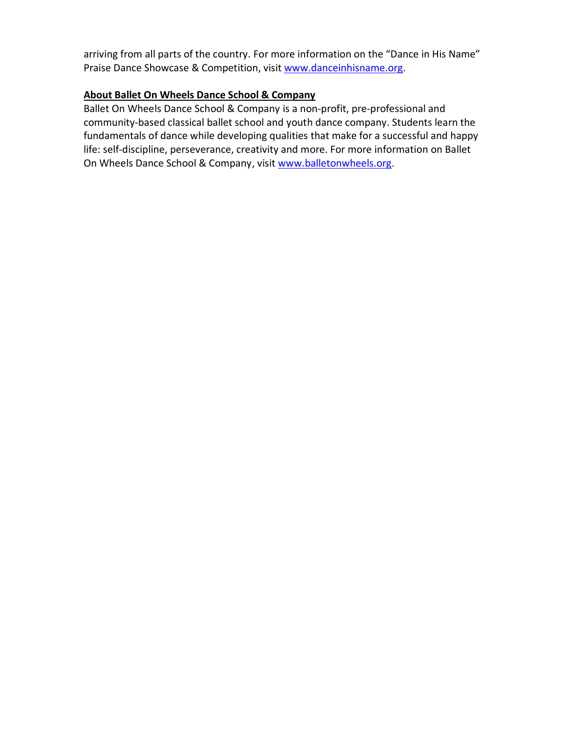arriving from all parts of the country. For more information on the "Dance in His Name" Praise Dance Showcase & Competition, visit www.danceinhisname.org.

**About Ballet On Wheels Dance School & Company**

Ballet On Wheels Dance School & Company is a non-profit, pre-professional and community-based classical ballet school and youth dance company. Students learn the fundamentals of dance while developing qualities that make for a successful and happy life: self-discipline, perseverance, creativity and more. For more information on Ballet On Wheels Dance School & Company, visit www.balletonwheels.org.